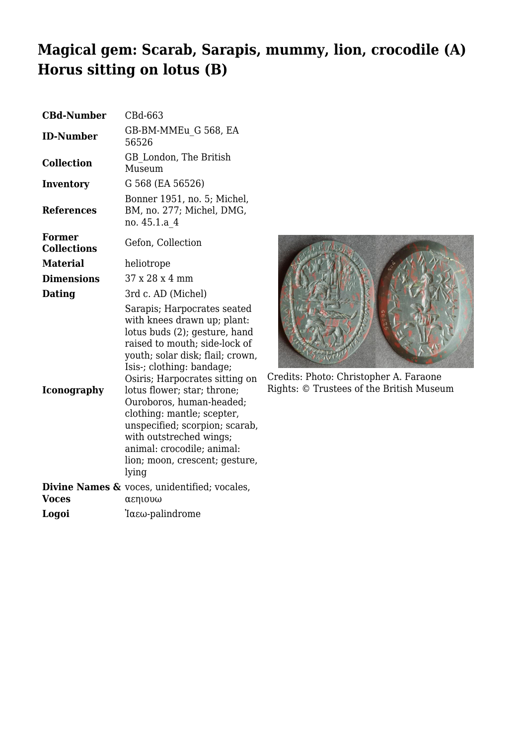# Magical gem: Scarab, Sarapis, mummy, lion, crocodile (A) Horus sitting on lotus (B)

| | |
|---|---|
| **CBd-Number** | CBd-663 |
| **ID-Number** | GB-BM-MMEu_G 568, EA 56526 |
| **Collection** | GB_London, The British Museum |
| **Inventory** | G 568 (EA 56526) |
| **References** | Bonner 1951, no. 5; Michel, BM, no. 277; Michel, DMG, no. 45.1.a_4 |
| **Former Collections** | Gefon, Collection |
| **Material** | heliotrope |
| **Dimensions** | 37 x 28 x 4 mm |
| **Dating** | 3rd c. AD (Michel) |
| **Iconography** | Sarapis; Harpocrates seated with knees drawn up; plant: lotus buds (2); gesture, hand raised to mouth; side-lock of youth; solar disk; flail; crown, Isis-; clothing: bandage; Osiris; Harpocrates sitting on lotus flower; star; throne; Ouroboros, human-headed; clothing: mantle; scepter, unspecified; scorpion; scarab, with outstreched wings; animal: crocodile; animal: lion; moon, crescent; gesture, lying |
| **Divine Names & Voces** | voces, unidentified; vocales, αεηιουω |
| **Logoi** | Ἰαεω-palindrome |

Credits: Photo: Christopher A. Faraone
Rights: © Trustees of the British Museum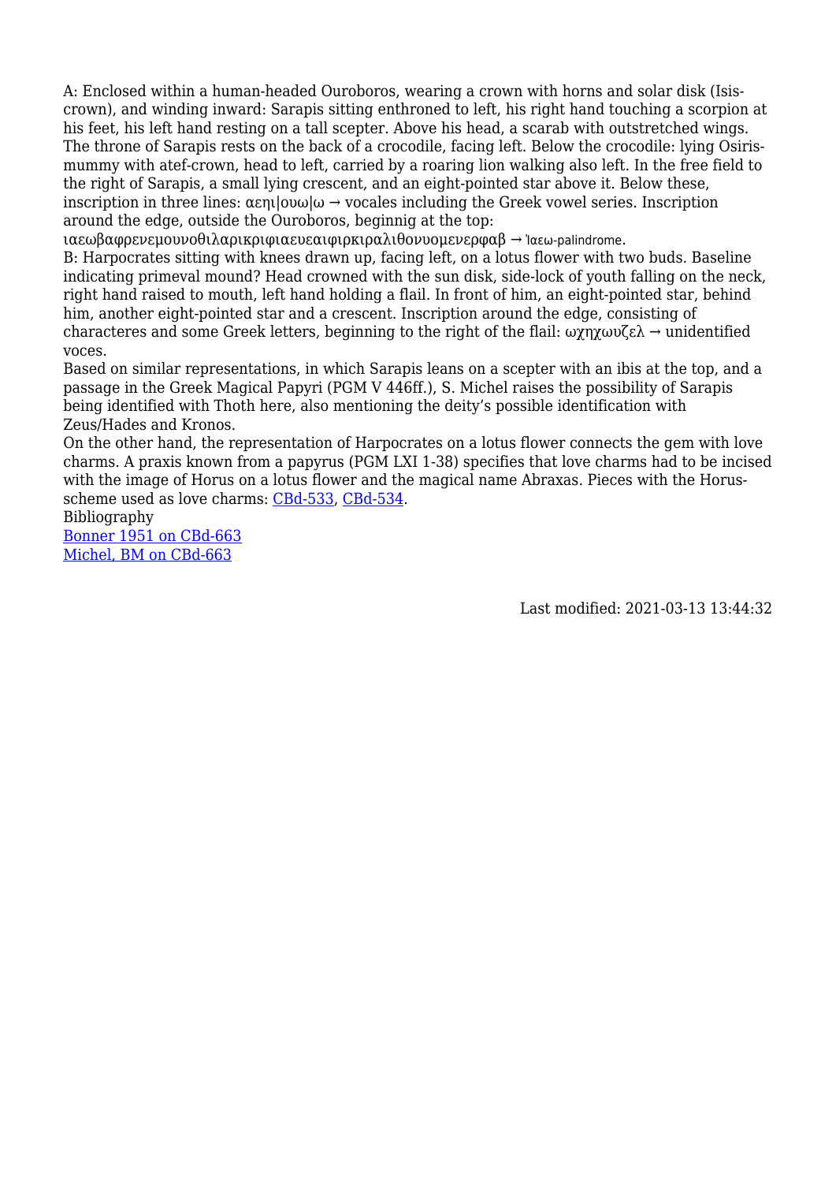A: Enclosed within a human-headed Ouroboros, wearing a crown with horns and solar disk (Isis-crown), and winding inward: Sarapis sitting enthroned to left, his right hand touching a scorpion at his feet, his left hand resting on a tall scepter. Above his head, a scarab with outstretched wings. The throne of Sarapis rests on the back of a crocodile, facing left. Below the crocodile: lying Osiris-mummy with atef-crown, head to left, carried by a roaring lion walking also left. In the free field to the right of Sarapis, a small lying crescent, and an eight-pointed star above it. Below these, inscription in three lines: αεηι|ουω|ω → vocales including the Greek vowel series. Inscription around the edge, outside the Ouroboros, beginnig at the top: ιαεωβαφρενεμουνοθιλαρικριφιαευεαιφιρκιραλιθονυομενερφαβ → Ἰαεω-palindrome.

B: Harpocrates sitting with knees drawn up, facing left, on a lotus flower with two buds. Baseline indicating primeval mound? Head crowned with the sun disk, side-lock of youth falling on the neck, right hand raised to mouth, left hand holding a flail. In front of him, an eight-pointed star, behind him, another eight-pointed star and a crescent. Inscription around the edge, consisting of characteres and some Greek letters, beginning to the right of the flail: ωχηχωυζελ → unidentified voces.

Based on similar representations, in which Sarapis leans on a scepter with an ibis at the top, and a passage in the Greek Magical Papyri (PGM V 446ff.), S. Michel raises the possibility of Sarapis being identified with Thoth here, also mentioning the deity's possible identification with Zeus/Hades and Kronos.

On the other hand, the representation of Harpocrates on a lotus flower connects the gem with love charms. A praxis known from a papyrus (PGM LXI 1-38) specifies that love charms had to be incised with the image of Horus on a lotus flower and the magical name Abraxas. Pieces with the Horus-scheme used as love charms: CBd-533, CBd-534.

Bibliography

Bonner 1951 on CBd-663

Michel, BM on CBd-663

Last modified: 2021-03-13 13:44:32